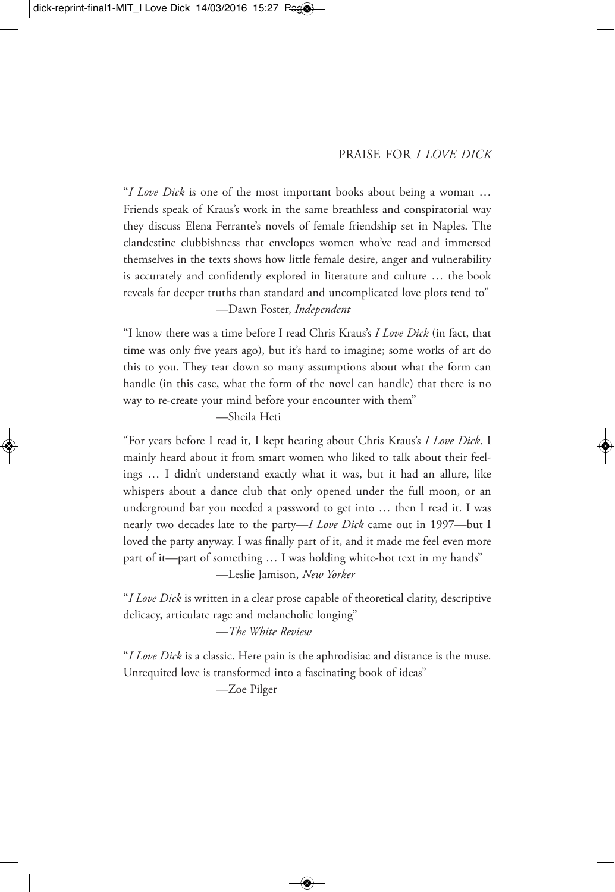# PRAISE FOR *I LOVE DICK*

"*I Love Dick* is one of the most important books about being a woman … Friends speak of Kraus's work in the same breathless and conspiratorial way they discuss Elena Ferrante's novels of female friendship set in Naples. The clandestine clubbishness that envelopes women who've read and immersed themselves in the texts shows how little female desire, anger and vulnerability is accurately and confidently explored in literature and culture … the book reveals far deeper truths than standard and uncomplicated love plots tend to"

—Dawn Foster, *Independent*

"I know there was a time before I read Chris Kraus's *I Love Dick* (in fact, that time was only five years ago), but it's hard to imagine; some works of art do this to you. They tear down so many assumptions about what the form can handle (in this case, what the form of the novel can handle) that there is no way to re-create your mind before your encounter with them"

—Sheila Heti

"For years before I read it, I kept hearing about Chris Kraus's *I Love Dick*. I mainly heard about it from smart women who liked to talk about their feelings … I didn't understand exactly what it was, but it had an allure, like whispers about a dance club that only opened under the full moon, or an underground bar you needed a password to get into … then I read it. I was nearly two decades late to the party—*I Love Dick* came out in 1997—but I loved the party anyway. I was finally part of it, and it made me feel even more part of it—part of something … I was holding white-hot text in my hands"

—Leslie Jamison, *New Yorker*

"*I Love Dick* is written in a clear prose capable of theoretical clarity, descriptive delicacy, articulate rage and melancholic longing"

—*The White Review*

"*I Love Dick* is a classic. Here pain is the aphrodisiac and distance is the muse. Unrequited love is transformed into a fascinating book of ideas"

—Zoe Pilger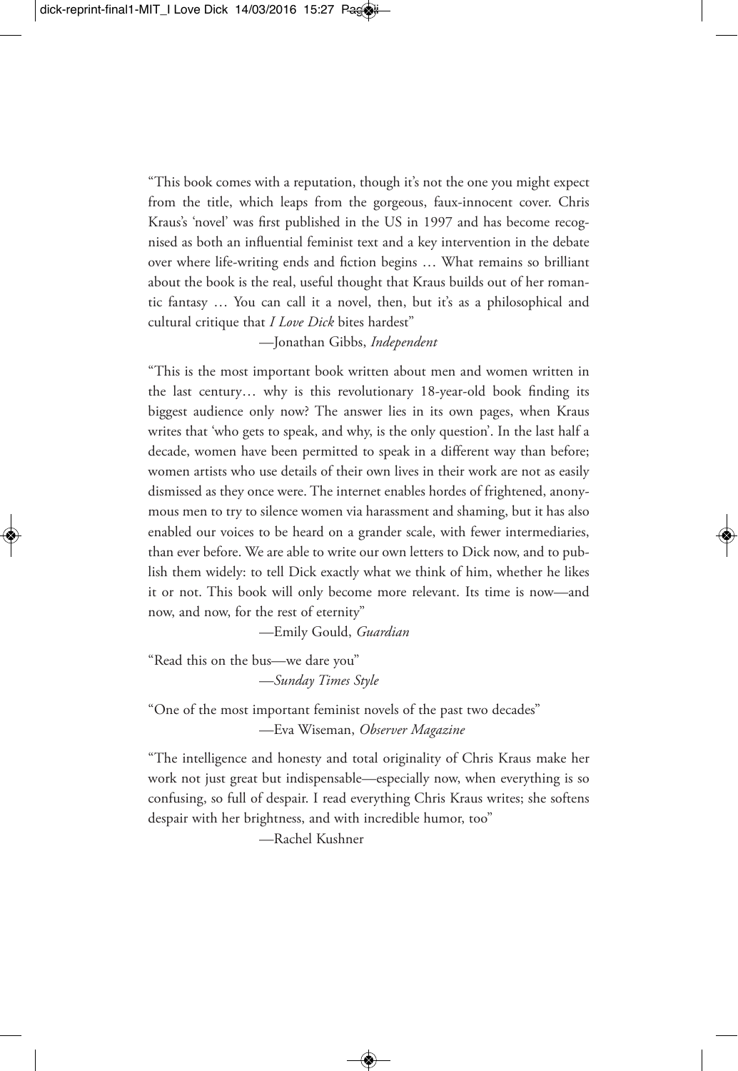"This book comes with a reputation, though it's not the one you might expect from the title, which leaps from the gorgeous, faux-innocent cover. Chris Kraus's 'novel' was first published in the US in 1997 and has become recognised as both an influential feminist text and a key intervention in the debate over where life-writing ends and fiction begins … What remains so brilliant about the book is the real, useful thought that Kraus builds out of her romantic fantasy … You can call it a novel, then, but it's as a philosophical and cultural critique that *I Love Dick* bites hardest"

—Jonathan Gibbs, *Independent*

"This is the most important book written about men and women written in the last century… why is this revolutionary 18-year-old book finding its biggest audience only now? The answer lies in its own pages, when Kraus writes that 'who gets to speak, and why, is the only question'. In the last half a decade, women have been permitted to speak in a different way than before; women artists who use details of their own lives in their work are not as easily dismissed as they once were. The internet enables hordes of frightened, anonymous men to try to silence women via harassment and shaming, but it has also enabled our voices to be heard on a grander scale, with fewer intermediaries, than ever before. We are able to write our own letters to Dick now, and to publish them widely: to tell Dick exactly what we think of him, whether he likes it or not. This book will only become more relevant. Its time is now—and now, and now, for the rest of eternity"

—Emily Gould, *Guardian*

"Read this on the bus—we dare you"

—*Sunday Times Style*

"One of the most important feminist novels of the past two decades"

—Eva Wiseman, *Observer Magazine*

"The intelligence and honesty and total originality of Chris Kraus make her work not just great but indispensable—especially now, when everything is so confusing, so full of despair. I read everything Chris Kraus writes; she softens despair with her brightness, and with incredible humor, too"

—Rachel Kushner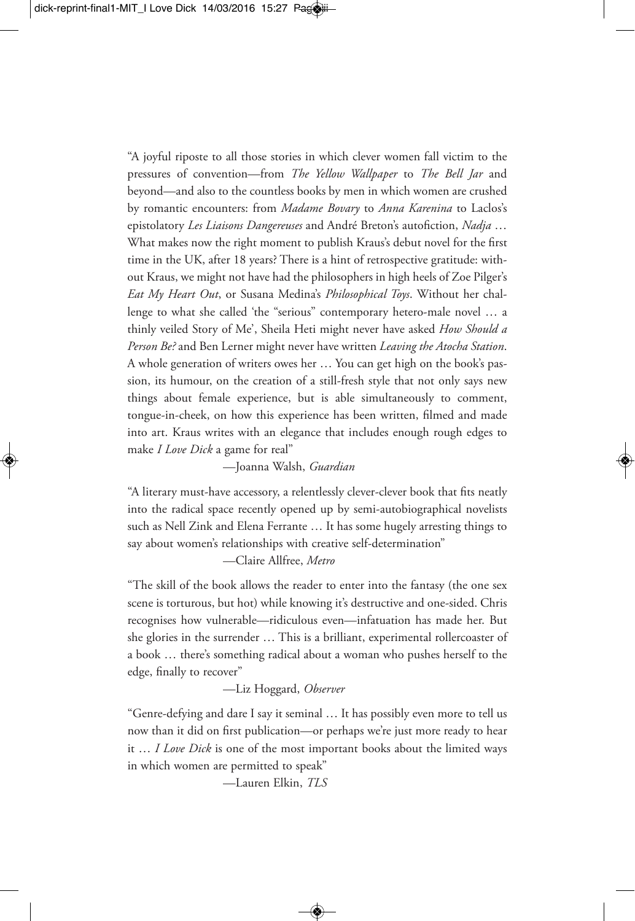"A joyful riposte to all those stories in which clever women fall victim to the pressures of convention—from *The Yellow Wallpaper* to *The Bell Jar* and beyond—and also to the countless books by men in which women are crushed by romantic encounters: from *Madame Bovary* to *Anna Karenina* to Laclos's epistolatory *Les Liaisons Dangereuses* and André Breton's autofiction, *Nadja* … What makes now the right moment to publish Kraus's debut novel for the first time in the UK, after 18 years? There is a hint of retrospective gratitude: without Kraus, we might not have had the philosophers in high heels of Zoe Pilger's *Eat My Heart Out*, or Susana Medina's *Philosophical Toys*. Without her challenge to what she called 'the "serious" contemporary hetero-male novel … a thinly veiled Story of Me', Sheila Heti might never have asked *How Should a Person Be?* and Ben Lerner might never have written *Leaving the Atocha Station*. A whole generation of writers owes her … You can get high on the book's passion, its humour, on the creation of a still-fresh style that not only says new things about female experience, but is able simultaneously to comment, tongue-in-cheek, on how this experience has been written, filmed and made into art. Kraus writes with an elegance that includes enough rough edges to make *I Love Dick* a game for real"

—Joanna Walsh, *Guardian*

"A literary must-have accessory, a relentlessly clever-clever book that fits neatly into the radical space recently opened up by semi-autobiographical novelists such as Nell Zink and Elena Ferrante … It has some hugely arresting things to say about women's relationships with creative self-determination"

—Claire Allfree, *Metro*

"The skill of the book allows the reader to enter into the fantasy (the one sex scene is torturous, but hot) while knowing it's destructive and one-sided. Chris recognises how vulnerable—ridiculous even—infatuation has made her. But she glories in the surrender … This is a brilliant, experimental rollercoaster of a book … there's something radical about a woman who pushes herself to the edge, finally to recover"

—Liz Hoggard, *Observer*

"Genre-defying and dare I say it seminal … It has possibly even more to tell us now than it did on first publication—or perhaps we're just more ready to hear it … *I Love Dick* is one of the most important books about the limited ways in which women are permitted to speak"

—Lauren Elkin, *TLS*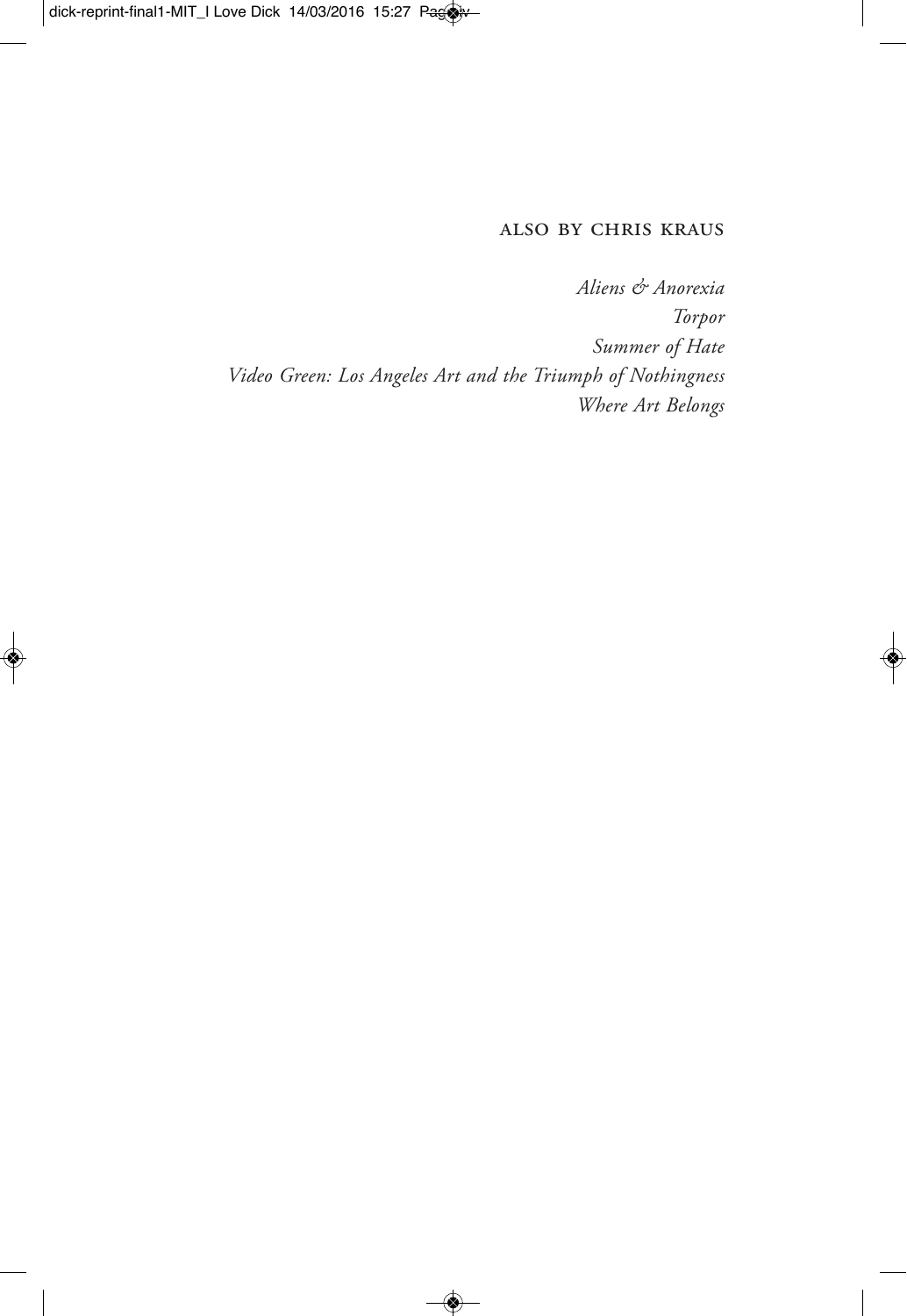ALSO BY CHRIS KRAUS

*Aliens & Anorexia*
*Torpor*
*Summer of Hate*
*Video Green: Los Angeles Art and the Triumph of Nothingness*
*Where Art Belongs*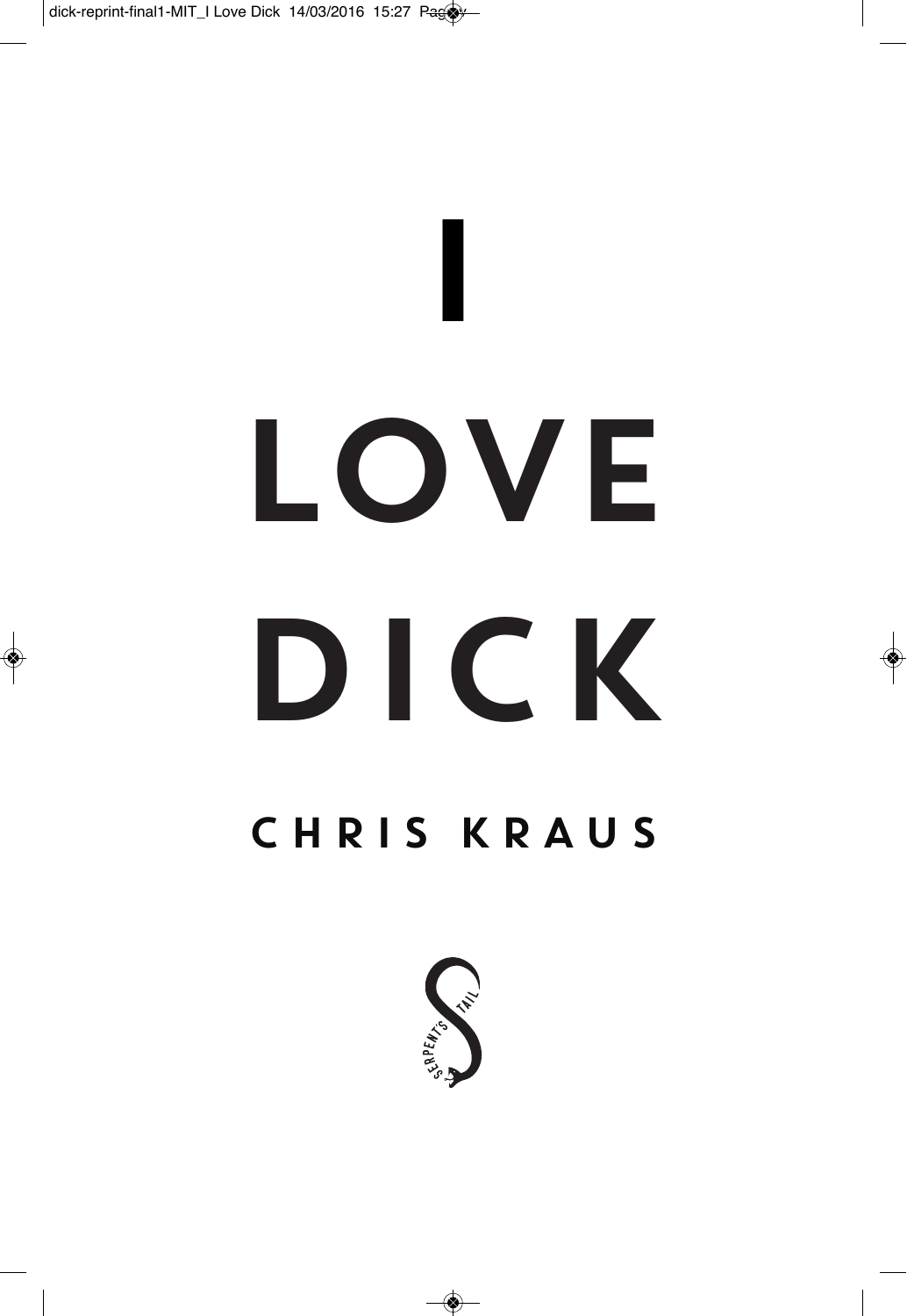# I LOVE DICK

## CHRIS KRAUS

SERPENT'S TAIL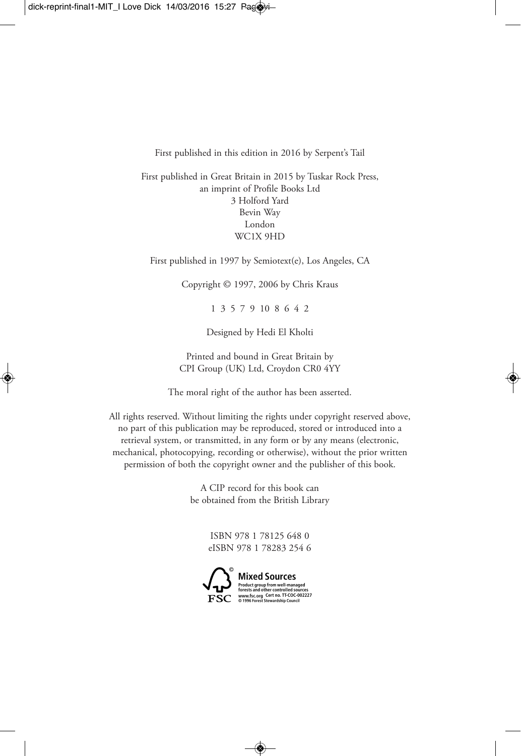First published in this edition in 2016 by Serpent's Tail

First published in Great Britain in 2015 by Tuskar Rock Press,  
an imprint of Profile Books Ltd  
3 Holford Yard  
Bevin Way  
London  
WC1X 9HD

First published in 1997 by Semiotext(e), Los Angeles, CA

Copyright © 1997, 2006 by Chris Kraus

1 3 5 7 9 10 8 6 4 2

Designed by Hedi El Kholti

Printed and bound in Great Britain by  
CPI Group (UK) Ltd, Croydon CR0 4YY

The moral right of the author has been asserted.

All rights reserved. Without limiting the rights under copyright reserved above, no part of this publication may be reproduced, stored or introduced into a retrieval system, or transmitted, in any form or by any means (electronic, mechanical, photocopying, recording or otherwise), without the prior written permission of both the copyright owner and the publisher of this book.

A CIP record for this book can  
be obtained from the British Library

ISBN 978 1 78125 648 0  
eISBN 978 1 78283 254 6

FSC  
**Mixed Sources**  
Product group from well-managed forests and other controlled sources  
www.fsc.org Cert no. TT-COC-002227  
© 1996 Forest Stewardship Council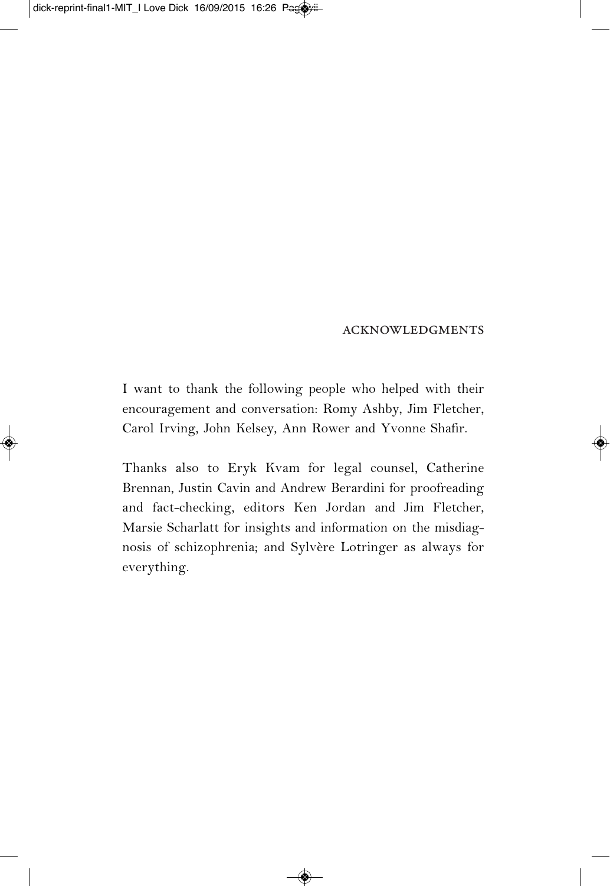## ACKNOWLEDGMENTS

I want to thank the following people who helped with their encouragement and conversation: Romy Ashby, Jim Fletcher, Carol Irving, John Kelsey, Ann Rower and Yvonne Shafir.

Thanks also to Eryk Kvam for legal counsel, Catherine Brennan, Justin Cavin and Andrew Berardini for proofreading and fact-checking, editors Ken Jordan and Jim Fletcher, Marsie Scharlatt for insights and information on the misdiagnosis of schizophrenia; and Sylvère Lotringer as always for everything.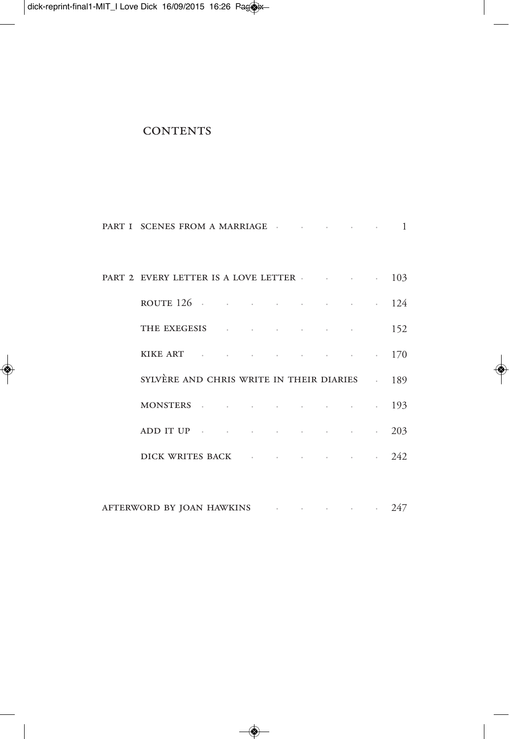# CONTENTS

PART 1 SCENES FROM A MARRIAGE . . . . . . 1

PART 2 EVERY LETTER IS A LOVE LETTER . . . . 103

- ROUTE 126 . . . . . . . . . 124
- THE EXEGESIS . . . . . . . 152
- KIKE ART . . . . . . . . . 170
- SYLVÈRE AND CHRIS WRITE IN THEIR DIARIES . 189
- MONSTERS . . . . . . . . . 193
- ADD IT UP . . . . . . . . . 203
- DICK WRITES BACK . . . . . . . 242

AFTERWORD BY JOAN HAWKINS . . . . . . 247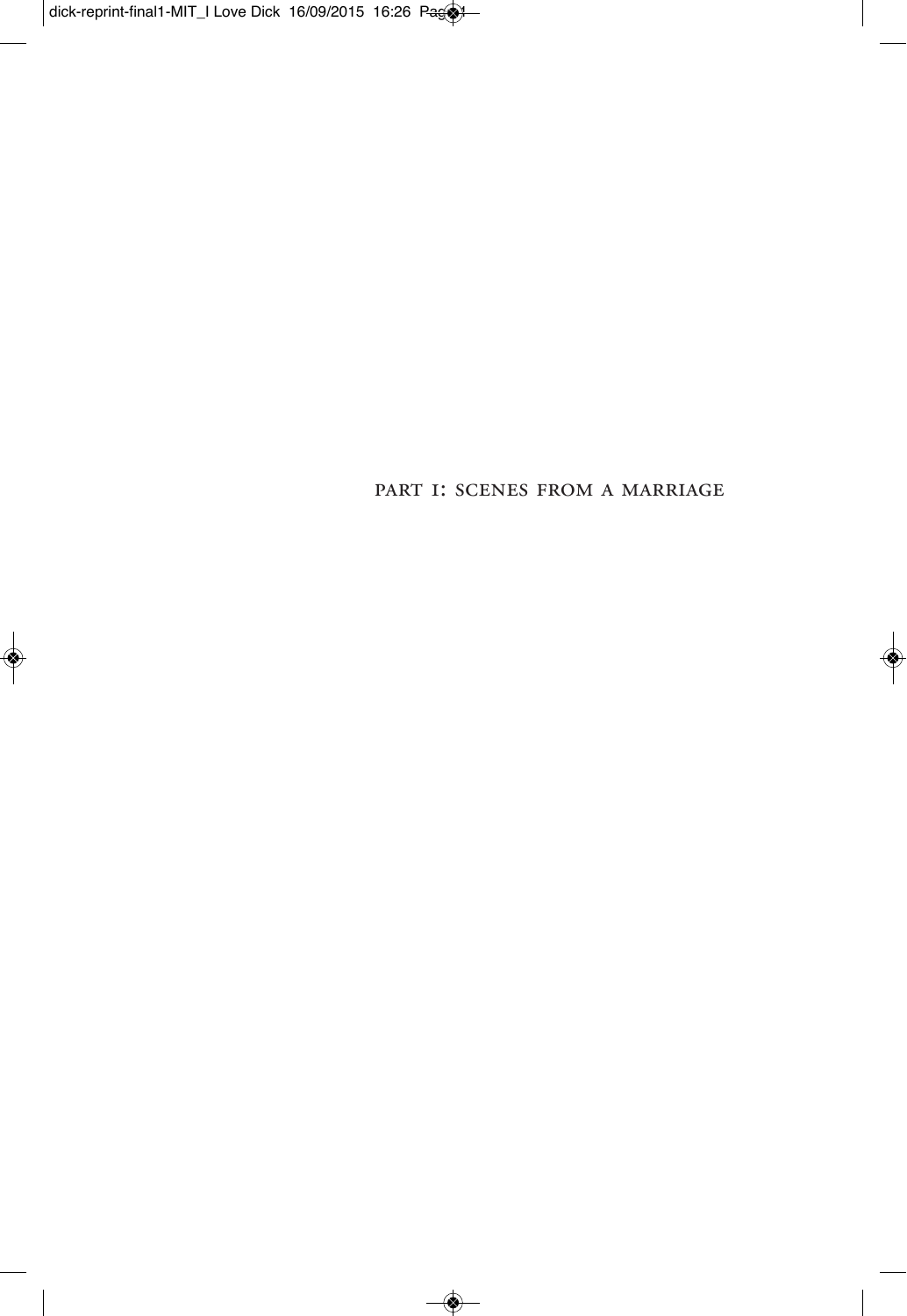# PART I: SCENES FROM A MARRIAGE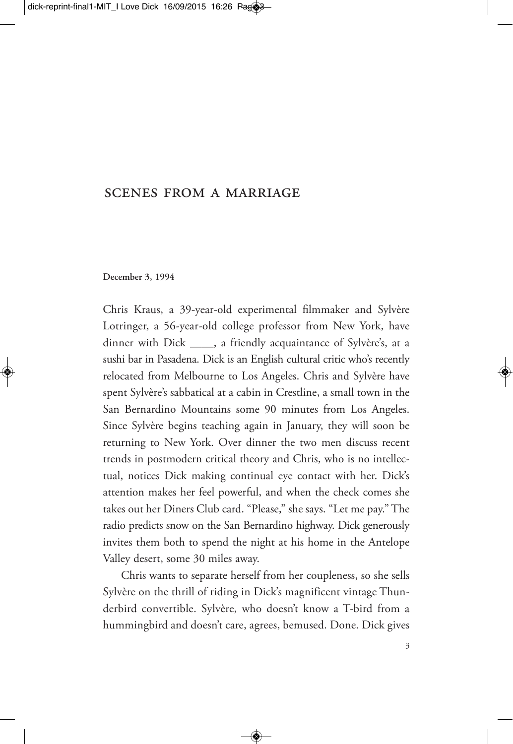## SCENES FROM A MARRIAGE

**December 3, 1994**

Chris Kraus, a 39-year-old experimental filmmaker and Sylvère Lotringer, a 56-year-old college professor from New York, have dinner with Dick ____, a friendly acquaintance of Sylvère's, at a sushi bar in Pasadena. Dick is an English cultural critic who's recently relocated from Melbourne to Los Angeles. Chris and Sylvère have spent Sylvère's sabbatical at a cabin in Crestline, a small town in the San Bernardino Mountains some 90 minutes from Los Angeles. Since Sylvère begins teaching again in January, they will soon be returning to New York. Over dinner the two men discuss recent trends in postmodern critical theory and Chris, who is no intellectual, notices Dick making continual eye contact with her. Dick's attention makes her feel powerful, and when the check comes she takes out her Diners Club card. "Please," she says. "Let me pay." The radio predicts snow on the San Bernardino highway. Dick generously invites them both to spend the night at his home in the Antelope Valley desert, some 30 miles away.

Chris wants to separate herself from her coupleness, so she sells Sylvère on the thrill of riding in Dick's magnificent vintage Thunderbird convertible. Sylvère, who doesn't know a T-bird from a hummingbird and doesn't care, agrees, bemused. Done. Dick gives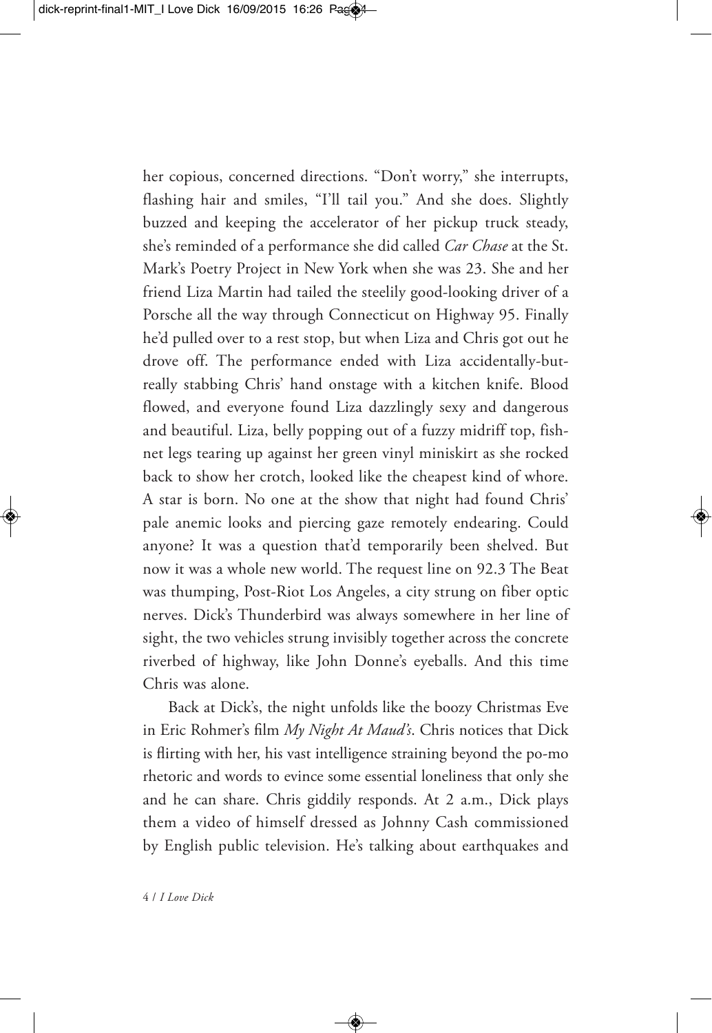her copious, concerned directions. "Don't worry," she interrupts, flashing hair and smiles, "I'll tail you." And she does. Slightly buzzed and keeping the accelerator of her pickup truck steady, she's reminded of a performance she did called *Car Chase* at the St. Mark's Poetry Project in New York when she was 23. She and her friend Liza Martin had tailed the steelily good-looking driver of a Porsche all the way through Connecticut on Highway 95. Finally he'd pulled over to a rest stop, but when Liza and Chris got out he drove off. The performance ended with Liza accidentally-but-really stabbing Chris' hand onstage with a kitchen knife. Blood flowed, and everyone found Liza dazzlingly sexy and dangerous and beautiful. Liza, belly popping out of a fuzzy midriff top, fishnet legs tearing up against her green vinyl miniskirt as she rocked back to show her crotch, looked like the cheapest kind of whore. A star is born. No one at the show that night had found Chris' pale anemic looks and piercing gaze remotely endearing. Could anyone? It was a question that'd temporarily been shelved. But now it was a whole new world. The request line on 92.3 The Beat was thumping, Post-Riot Los Angeles, a city strung on fiber optic nerves. Dick's Thunderbird was always somewhere in her line of sight, the two vehicles strung invisibly together across the concrete riverbed of highway, like John Donne's eyeballs. And this time Chris was alone.

Back at Dick's, the night unfolds like the boozy Christmas Eve in Eric Rohmer's film *My Night At Maud's*. Chris notices that Dick is flirting with her, his vast intelligence straining beyond the po-mo rhetoric and words to evince some essential loneliness that only she and he can share. Chris giddily responds. At 2 a.m., Dick plays them a video of himself dressed as Johnny Cash commissioned by English public television. He's talking about earthquakes and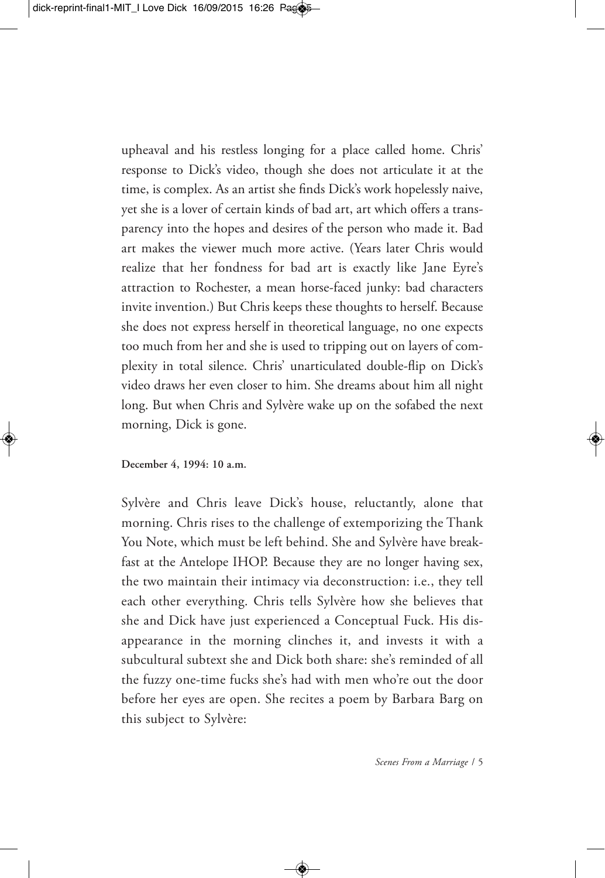upheaval and his restless longing for a place called home. Chris' response to Dick's video, though she does not articulate it at the time, is complex. As an artist she finds Dick's work hopelessly naive, yet she is a lover of certain kinds of bad art, art which offers a transparency into the hopes and desires of the person who made it. Bad art makes the viewer much more active. (Years later Chris would realize that her fondness for bad art is exactly like Jane Eyre's attraction to Rochester, a mean horse-faced junky: bad characters invite invention.) But Chris keeps these thoughts to herself. Because she does not express herself in theoretical language, no one expects too much from her and she is used to tripping out on layers of complexity in total silence. Chris' unarticulated double-flip on Dick's video draws her even closer to him. She dreams about him all night long. But when Chris and Sylvère wake up on the sofabed the next morning, Dick is gone.

**December 4, 1994: 10 a.m.**

Sylvère and Chris leave Dick's house, reluctantly, alone that morning. Chris rises to the challenge of extemporizing the Thank You Note, which must be left behind. She and Sylvère have breakfast at the Antelope IHOP. Because they are no longer having sex, the two maintain their intimacy via deconstruction: i.e., they tell each other everything. Chris tells Sylvère how she believes that she and Dick have just experienced a Conceptual Fuck. His disappearance in the morning clinches it, and invests it with a subcultural subtext she and Dick both share: she's reminded of all the fuzzy one-time fucks she's had with men who're out the door before her eyes are open. She recites a poem by Barbara Barg on this subject to Sylvère: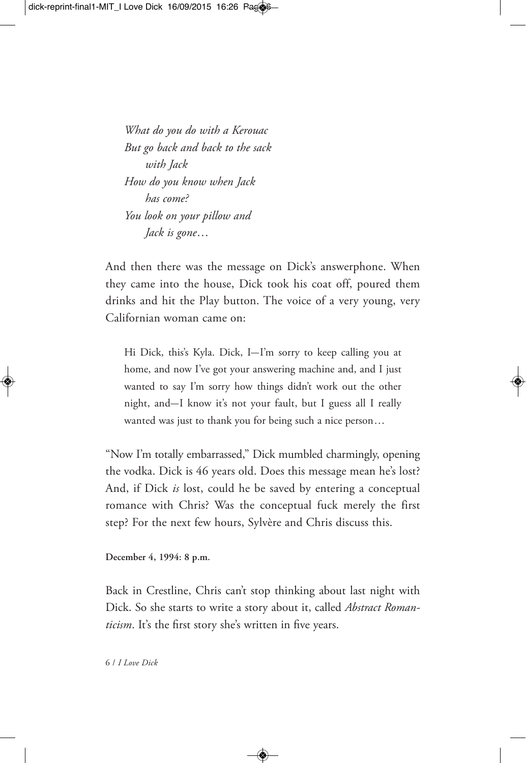*What do you do with a Kerouac*  
*But go back and back to the sack*  
*with Jack*  
*How do you know when Jack*  
*has come?*  
*You look on your pillow and*  
*Jack is gone…*

And then there was the message on Dick's answerphone. When they came into the house, Dick took his coat off, poured them drinks and hit the Play button. The voice of a very young, very Californian woman came on:

> Hi Dick, this's Kyla. Dick, I—I'm sorry to keep calling you at home, and now I've got your answering machine and, and I just wanted to say I'm sorry how things didn't work out the other night, and—I know it's not your fault, but I guess all I really wanted was just to thank you for being such a nice person…

"Now I'm totally embarrassed," Dick mumbled charmingly, opening the vodka. Dick is 46 years old. Does this message mean he's lost? And, if Dick *is* lost, could he be saved by entering a conceptual romance with Chris? Was the conceptual fuck merely the first step? For the next few hours, Sylvère and Chris discuss this.

**December 4, 1994: 8 p.m.**

Back in Crestline, Chris can't stop thinking about last night with Dick. So she starts to write a story about it, called *Abstract Romanticism*. It's the first story she's written in five years.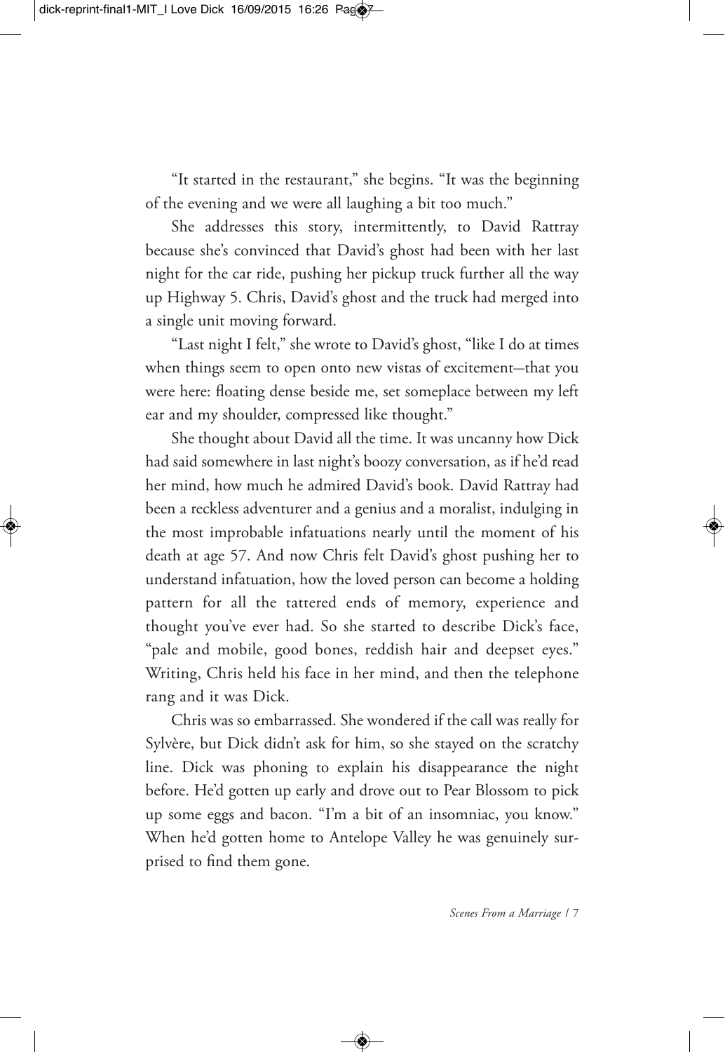"It started in the restaurant," she begins. "It was the beginning of the evening and we were all laughing a bit too much."

She addresses this story, intermittently, to David Rattray because she's convinced that David's ghost had been with her last night for the car ride, pushing her pickup truck further all the way up Highway 5. Chris, David's ghost and the truck had merged into a single unit moving forward.

"Last night I felt," she wrote to David's ghost, "like I do at times when things seem to open onto new vistas of excitement—that you were here: floating dense beside me, set someplace between my left ear and my shoulder, compressed like thought."

She thought about David all the time. It was uncanny how Dick had said somewhere in last night's boozy conversation, as if he'd read her mind, how much he admired David's book. David Rattray had been a reckless adventurer and a genius and a moralist, indulging in the most improbable infatuations nearly until the moment of his death at age 57. And now Chris felt David's ghost pushing her to understand infatuation, how the loved person can become a holding pattern for all the tattered ends of memory, experience and thought you've ever had. So she started to describe Dick's face, "pale and mobile, good bones, reddish hair and deepset eyes." Writing, Chris held his face in her mind, and then the telephone rang and it was Dick.

Chris was so embarrassed. She wondered if the call was really for Sylvère, but Dick didn't ask for him, so she stayed on the scratchy line. Dick was phoning to explain his disappearance the night before. He'd gotten up early and drove out to Pear Blossom to pick up some eggs and bacon. "I'm a bit of an insomniac, you know." When he'd gotten home to Antelope Valley he was genuinely surprised to find them gone.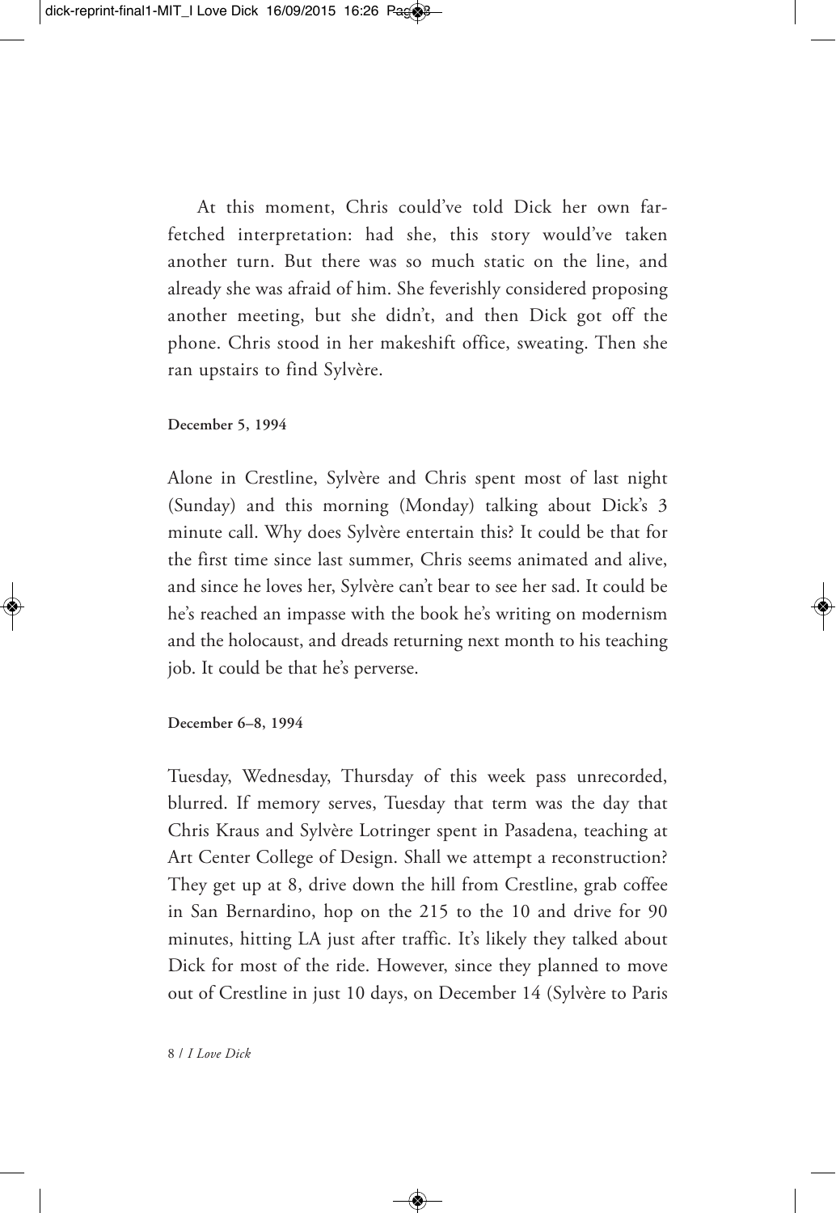At this moment, Chris could've told Dick her own far-fetched interpretation: had she, this story would've taken another turn. But there was so much static on the line, and already she was afraid of him. She feverishly considered proposing another meeting, but she didn't, and then Dick got off the phone. Chris stood in her makeshift office, sweating. Then she ran upstairs to find Sylvère.

**December 5, 1994**

Alone in Crestline, Sylvère and Chris spent most of last night (Sunday) and this morning (Monday) talking about Dick's 3 minute call. Why does Sylvère entertain this? It could be that for the first time since last summer, Chris seems animated and alive, and since he loves her, Sylvère can't bear to see her sad. It could be he's reached an impasse with the book he's writing on modernism and the holocaust, and dreads returning next month to his teaching job. It could be that he's perverse.

**December 6–8, 1994**

Tuesday, Wednesday, Thursday of this week pass unrecorded, blurred. If memory serves, Tuesday that term was the day that Chris Kraus and Sylvère Lotringer spent in Pasadena, teaching at Art Center College of Design. Shall we attempt a reconstruction? They get up at 8, drive down the hill from Crestline, grab coffee in San Bernardino, hop on the 215 to the 10 and drive for 90 minutes, hitting LA just after traffic. It's likely they talked about Dick for most of the ride. However, since they planned to move out of Crestline in just 10 days, on December 14 (Sylvère to Paris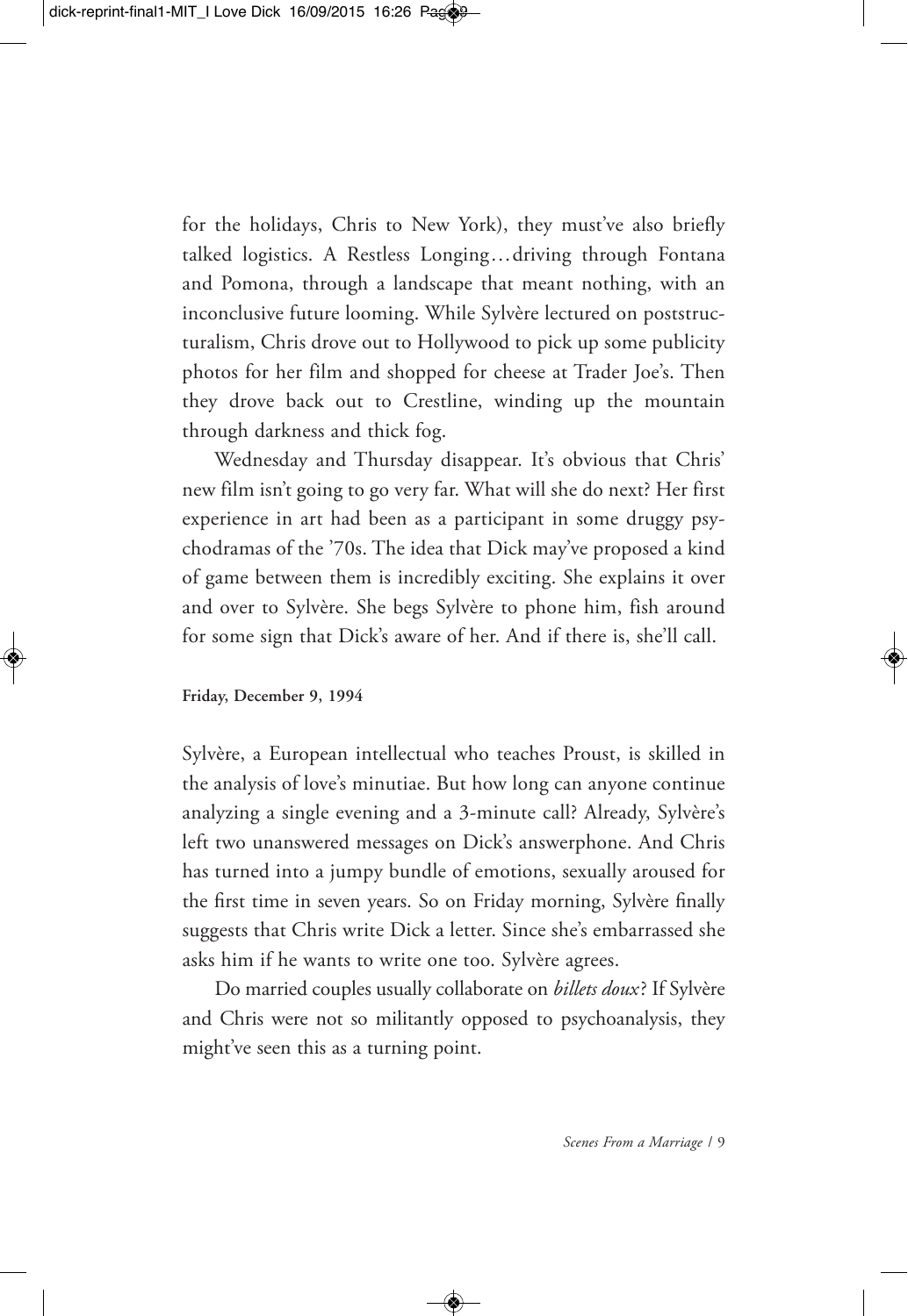for the holidays, Chris to New York), they must've also briefly talked logistics. A Restless Longing…driving through Fontana and Pomona, through a landscape that meant nothing, with an inconclusive future looming. While Sylvère lectured on poststructuralism, Chris drove out to Hollywood to pick up some publicity photos for her film and shopped for cheese at Trader Joe's. Then they drove back out to Crestline, winding up the mountain through darkness and thick fog.

Wednesday and Thursday disappear. It's obvious that Chris' new film isn't going to go very far. What will she do next? Her first experience in art had been as a participant in some druggy psychodramas of the '70s. The idea that Dick may've proposed a kind of game between them is incredibly exciting. She explains it over and over to Sylvère. She begs Sylvère to phone him, fish around for some sign that Dick's aware of her. And if there is, she'll call.

**Friday, December 9, 1994**

Sylvère, a European intellectual who teaches Proust, is skilled in the analysis of love's minutiae. But how long can anyone continue analyzing a single evening and a 3-minute call? Already, Sylvère's left two unanswered messages on Dick's answerphone. And Chris has turned into a jumpy bundle of emotions, sexually aroused for the first time in seven years. So on Friday morning, Sylvère finally suggests that Chris write Dick a letter. Since she's embarrassed she asks him if he wants to write one too. Sylvère agrees.

Do married couples usually collaborate on *billets doux*? If Sylvère and Chris were not so militantly opposed to psychoanalysis, they might've seen this as a turning point.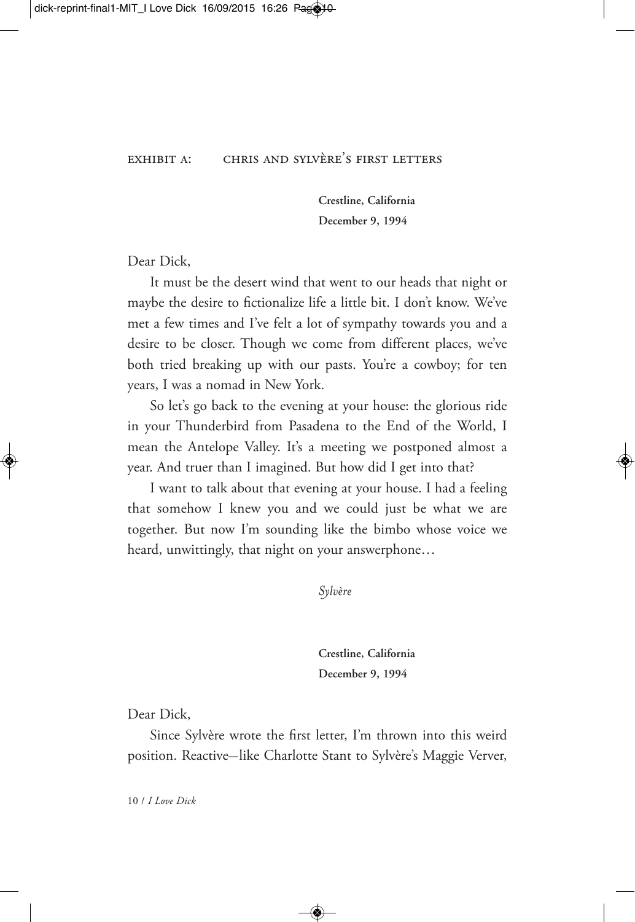## EXHIBIT A: CHRIS AND SYLVÈRE'S FIRST LETTERS

**Crestline, California**
**December 9, 1994**

Dear Dick,

It must be the desert wind that went to our heads that night or maybe the desire to fictionalize life a little bit. I don't know. We've met a few times and I've felt a lot of sympathy towards you and a desire to be closer. Though we come from different places, we've both tried breaking up with our pasts. You're a cowboy; for ten years, I was a nomad in New York.

So let's go back to the evening at your house: the glorious ride in your Thunderbird from Pasadena to the End of the World, I mean the Antelope Valley. It's a meeting we postponed almost a year. And truer than I imagined. But how did I get into that?

I want to talk about that evening at your house. I had a feeling that somehow I knew you and we could just be what we are together. But now I'm sounding like the bimbo whose voice we heard, unwittingly, that night on your answerphone…

*Sylvère*

**Crestline, California**
**December 9, 1994**

Dear Dick,

Since Sylvère wrote the first letter, I'm thrown into this weird position. Reactive—like Charlotte Stant to Sylvère's Maggie Verver,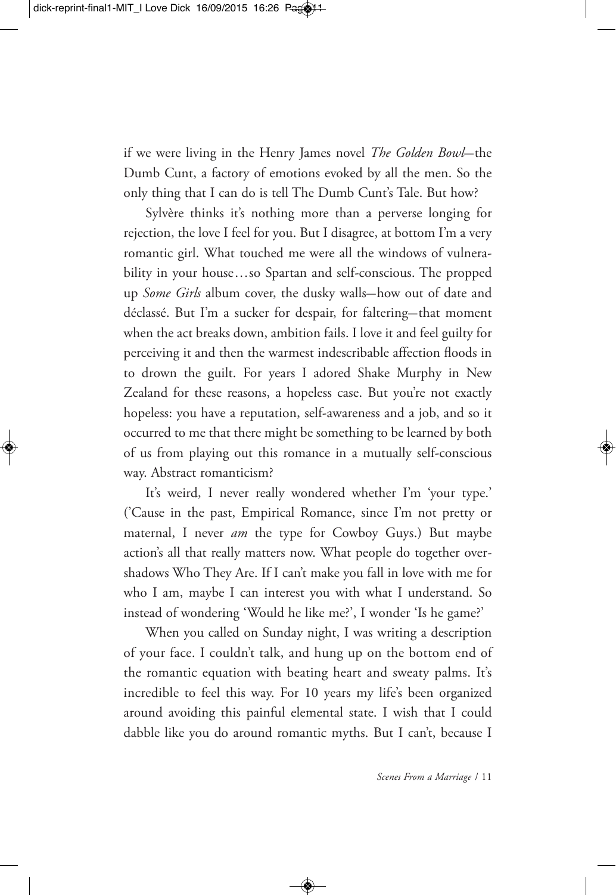if we were living in the Henry James novel *The Golden Bowl*—the Dumb Cunt, a factory of emotions evoked by all the men. So the only thing that I can do is tell The Dumb Cunt's Tale. But how?

Sylvère thinks it's nothing more than a perverse longing for rejection, the love I feel for you. But I disagree, at bottom I'm a very romantic girl. What touched me were all the windows of vulnerability in your house…so Spartan and self-conscious. The propped up *Some Girls* album cover, the dusky walls—how out of date and déclassé. But I'm a sucker for despair, for faltering—that moment when the act breaks down, ambition fails. I love it and feel guilty for perceiving it and then the warmest indescribable affection floods in to drown the guilt. For years I adored Shake Murphy in New Zealand for these reasons, a hopeless case. But you're not exactly hopeless: you have a reputation, self-awareness and a job, and so it occurred to me that there might be something to be learned by both of us from playing out this romance in a mutually self-conscious way. Abstract romanticism?

It's weird, I never really wondered whether I'm 'your type.' ('Cause in the past, Empirical Romance, since I'm not pretty or maternal, I never *am* the type for Cowboy Guys.) But maybe action's all that really matters now. What people do together overshadows Who They Are. If I can't make you fall in love with me for who I am, maybe I can interest you with what I understand. So instead of wondering 'Would he like me?', I wonder 'Is he game?'

When you called on Sunday night, I was writing a description of your face. I couldn't talk, and hung up on the bottom end of the romantic equation with beating heart and sweaty palms. It's incredible to feel this way. For 10 years my life's been organized around avoiding this painful elemental state. I wish that I could dabble like you do around romantic myths. But I can't, because I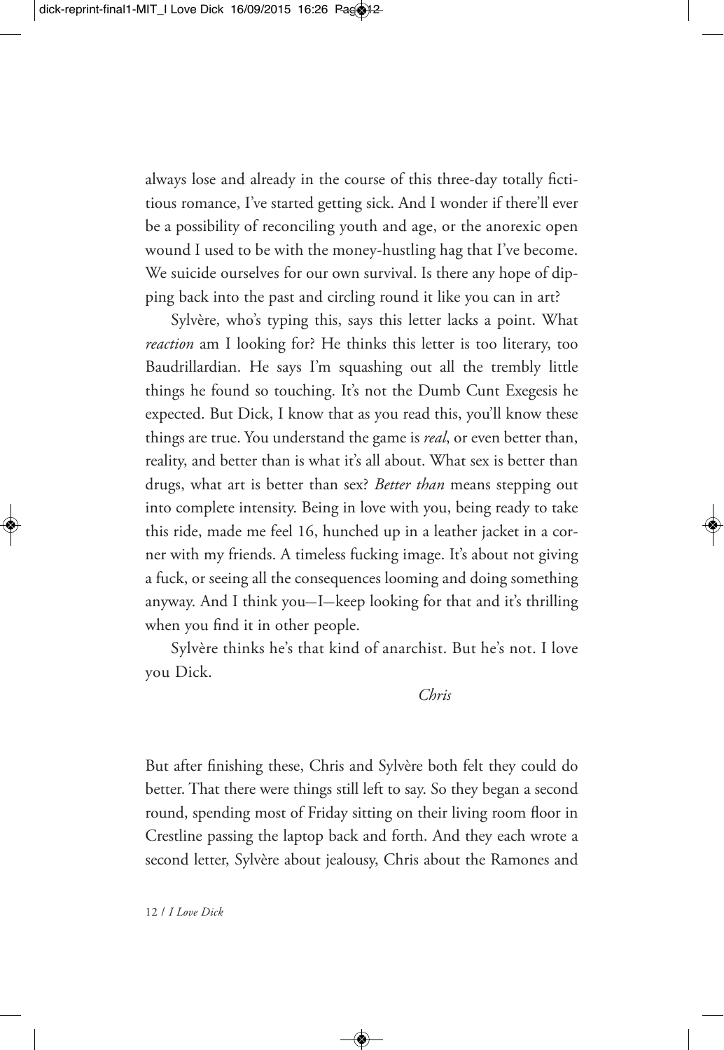always lose and already in the course of this three-day totally fictitious romance, I've started getting sick. And I wonder if there'll ever be a possibility of reconciling youth and age, or the anorexic open wound I used to be with the money-hustling hag that I've become. We suicide ourselves for our own survival. Is there any hope of dipping back into the past and circling round it like you can in art?

Sylvère, who's typing this, says this letter lacks a point. What *reaction* am I looking for? He thinks this letter is too literary, too Baudrillardian. He says I'm squashing out all the trembly little things he found so touching. It's not the Dumb Cunt Exegesis he expected. But Dick, I know that as you read this, you'll know these things are true. You understand the game is *real*, or even better than, reality, and better than is what it's all about. What sex is better than drugs, what art is better than sex? *Better than* means stepping out into complete intensity. Being in love with you, being ready to take this ride, made me feel 16, hunched up in a leather jacket in a corner with my friends. A timeless fucking image. It's about not giving a fuck, or seeing all the consequences looming and doing something anyway. And I think you—I—keep looking for that and it's thrilling when you find it in other people.

Sylvère thinks he's that kind of anarchist. But he's not. I love you Dick.

*Chris*

But after finishing these, Chris and Sylvère both felt they could do better. That there were things still left to say. So they began a second round, spending most of Friday sitting on their living room floor in Crestline passing the laptop back and forth. And they each wrote a second letter, Sylvère about jealousy, Chris about the Ramones and